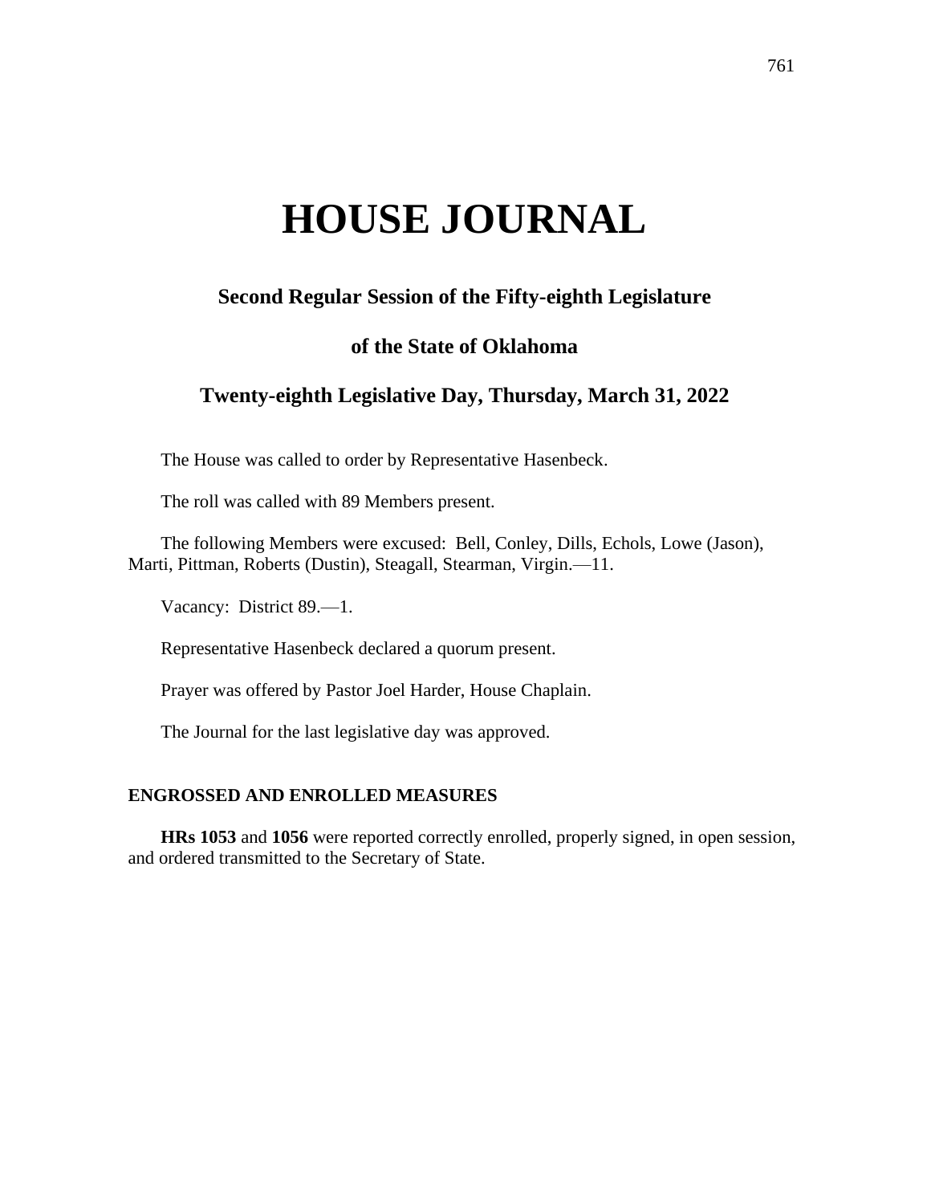# HOUSE JOURNAL

## Second Regular Session of the Fifty-eighth Legislature

## of the State of Oklahoma

## Twenty-eighth Legislative Day, Thursday, March 31, 2022

The House was called to order by Representative Hasenbeck.

The roll was called with 89 Members present.

The following Members were excused: Bell, Conley, Dills, Echols, Lowe (Jason), Marti, Pittman, Roberts (Dustin), Steagall, Stearman, Virgin.—11.

Vacancy: District 89.—1.

Representative Hasenbeck declared a quorum present.

Prayer was offered by Pastor Joel Harder, House Chaplain.

The Journal for the last legislative day was approved.

### ENGROSSED AND ENROLLED MEASURES

**HRs 1053** and **1056** were reported correctly enrolled, properly signed, in open session, and ordered transmitted to the Secretary of State.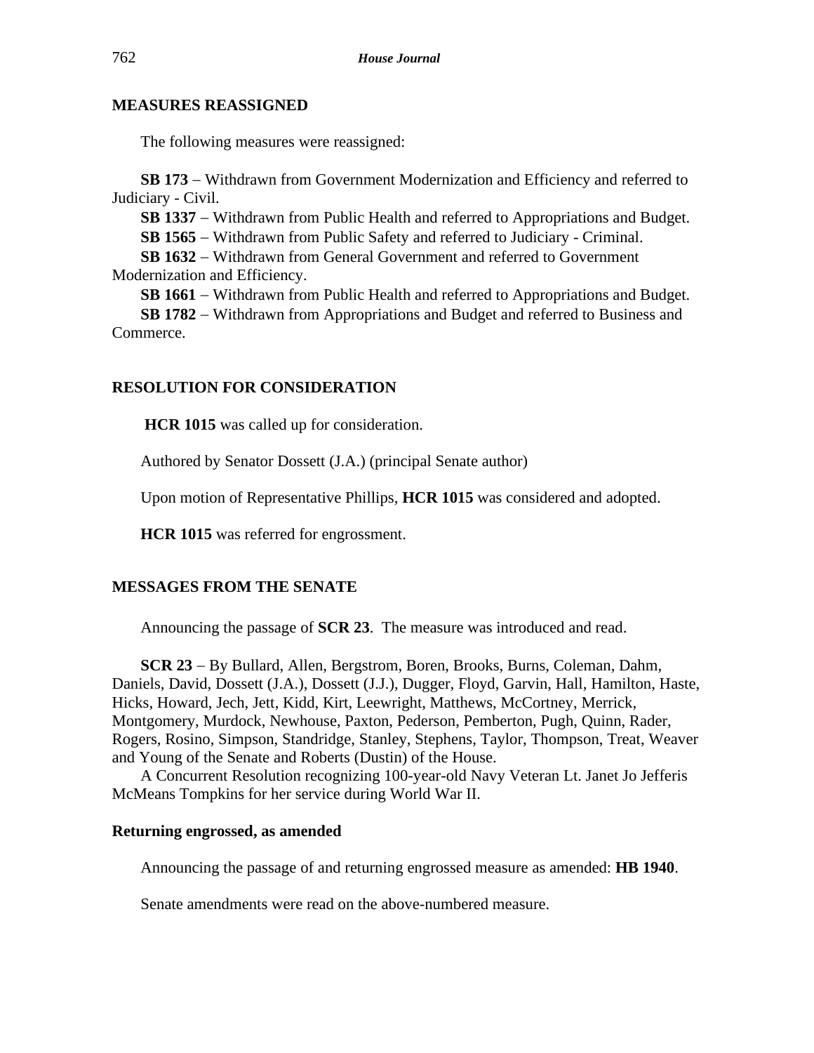**MEASURES REASSIGNED**

The following measures were reassigned:

**SB 173** − Withdrawn from Government Modernization and Efficiency and referred to Judiciary - Civil.

**SB 1337** − Withdrawn from Public Health and referred to Appropriations and Budget.

**SB 1565** − Withdrawn from Public Safety and referred to Judiciary - Criminal.

**SB 1632** − Withdrawn from General Government and referred to Government Modernization and Efficiency.

**SB 1661** − Withdrawn from Public Health and referred to Appropriations and Budget.

**SB 1782** − Withdrawn from Appropriations and Budget and referred to Business and Commerce.

**RESOLUTION FOR CONSIDERATION**

**HCR 1015** was called up for consideration.

Authored by Senator Dossett (J.A.) (principal Senate author)

Upon motion of Representative Phillips, **HCR 1015** was considered and adopted.

**HCR 1015** was referred for engrossment.

**MESSAGES FROM THE SENATE**

Announcing the passage of **SCR 23**. The measure was introduced and read.

**SCR 23** − By Bullard, Allen, Bergstrom, Boren, Brooks, Burns, Coleman, Dahm, Daniels, David, Dossett (J.A.), Dossett (J.J.), Dugger, Floyd, Garvin, Hall, Hamilton, Haste, Hicks, Howard, Jech, Jett, Kidd, Kirt, Leewright, Matthews, McCortney, Merrick, Montgomery, Murdock, Newhouse, Paxton, Pederson, Pemberton, Pugh, Quinn, Rader, Rogers, Rosino, Simpson, Standridge, Stanley, Stephens, Taylor, Thompson, Treat, Weaver and Young of the Senate and Roberts (Dustin) of the House.

A Concurrent Resolution recognizing 100-year-old Navy Veteran Lt. Janet Jo Jefferis McMeans Tompkins for her service during World War II.

**Returning engrossed, as amended**

Announcing the passage of and returning engrossed measure as amended: **HB 1940**.

Senate amendments were read on the above-numbered measure.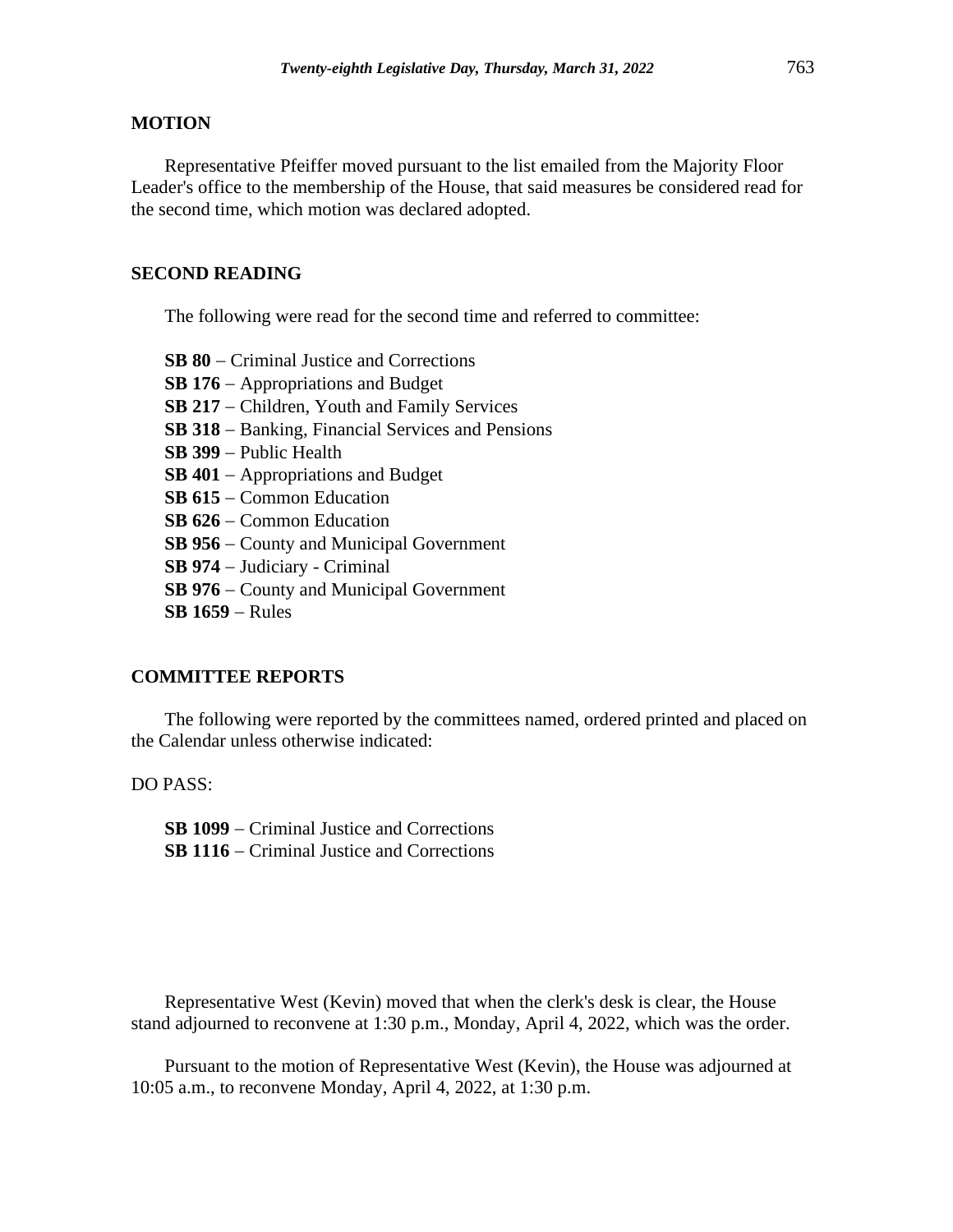## MOTION

Representative Pfeiffer moved pursuant to the list emailed from the Majority Floor Leader's office to the membership of the House, that said measures be considered read for the second time, which motion was declared adopted.

## SECOND READING

The following were read for the second time and referred to committee:

**SB 80** – Criminal Justice and Corrections
**SB 176** – Appropriations and Budget
**SB 217** – Children, Youth and Family Services
**SB 318** – Banking, Financial Services and Pensions
**SB 399** – Public Health
**SB 401** – Appropriations and Budget
**SB 615** – Common Education
**SB 626** – Common Education
**SB 956** – County and Municipal Government
**SB 974** – Judiciary - Criminal
**SB 976** – County and Municipal Government
**SB 1659** – Rules

## COMMITTEE REPORTS

The following were reported by the committees named, ordered printed and placed on the Calendar unless otherwise indicated:

DO PASS:

**SB 1099** – Criminal Justice and Corrections
**SB 1116** – Criminal Justice and Corrections

Representative West (Kevin) moved that when the clerk's desk is clear, the House stand adjourned to reconvene at 1:30 p.m., Monday, April 4, 2022, which was the order.

Pursuant to the motion of Representative West (Kevin), the House was adjourned at 10:05 a.m., to reconvene Monday, April 4, 2022, at 1:30 p.m.